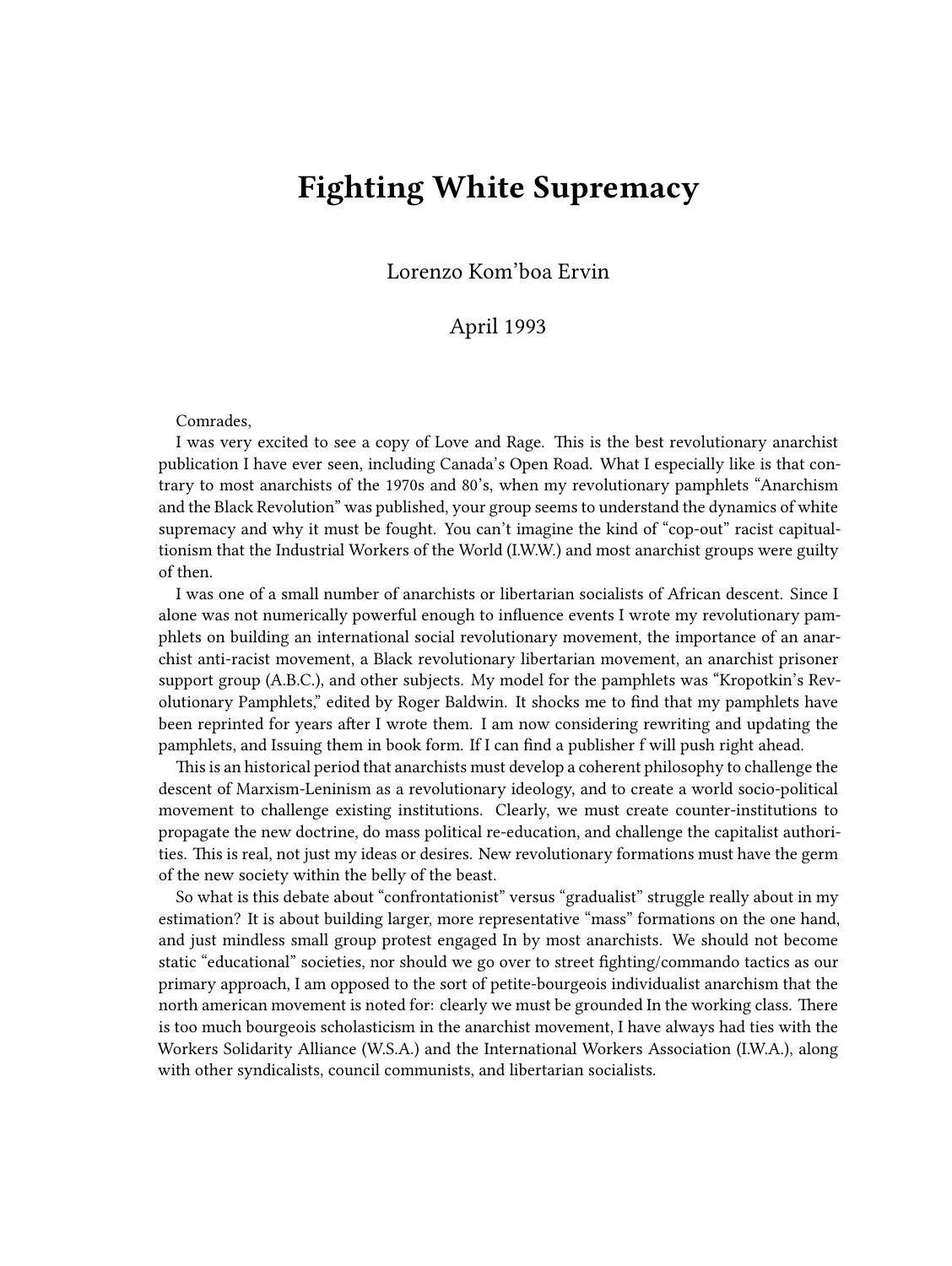# Fighting White Supremacy

Lorenzo Kom'boa Ervin

April 1993

Comrades,

I was very excited to see a copy of Love and Rage. This is the best revolutionary anarchist publication I have ever seen, including Canada's Open Road. What I especially like is that contrary to most anarchists of the 1970s and 80's, when my revolutionary pamphlets "Anarchism and the Black Revolution" was published, your group seems to understand the dynamics of white supremacy and why it must be fought. You can't imagine the kind of "cop-out" racist capitualtionism that the Industrial Workers of the World (I.W.W.) and most anarchist groups were guilty of then.

I was one of a small number of anarchists or libertarian socialists of African descent. Since I alone was not numerically powerful enough to influence events I wrote my revolutionary pamphlets on building an international social revolutionary movement, the importance of an anarchist anti-racist movement, a Black revolutionary libertarian movement, an anarchist prisoner support group (A.B.C.), and other subjects. My model for the pamphlets was "Kropotkin's Revolutionary Pamphlets," edited by Roger Baldwin. It shocks me to find that my pamphlets have been reprinted for years after I wrote them. I am now considering rewriting and updating the pamphlets, and Issuing them in book form. If I can find a publisher f will push right ahead.

This is an historical period that anarchists must develop a coherent philosophy to challenge the descent of Marxism-Leninism as a revolutionary ideology, and to create a world socio-political movement to challenge existing institutions. Clearly, we must create counter-institutions to propagate the new doctrine, do mass political re-education, and challenge the capitalist authorities. This is real, not just my ideas or desires. New revolutionary formations must have the germ of the new society within the belly of the beast.

So what is this debate about "confrontationist" versus "gradualist" struggle really about in my estimation? It is about building larger, more representative "mass" formations on the one hand, and just mindless small group protest engaged In by most anarchists. We should not become static "educational" societies, nor should we go over to street fighting/commando tactics as our primary approach, I am opposed to the sort of petite-bourgeois individualist anarchism that the north american movement is noted for: clearly we must be grounded In the working class. There is too much bourgeois scholasticism in the anarchist movement, I have always had ties with the Workers Solidarity Alliance (W.S.A.) and the International Workers Association (I.W.A.), along with other syndicalists, council communists, and libertarian socialists.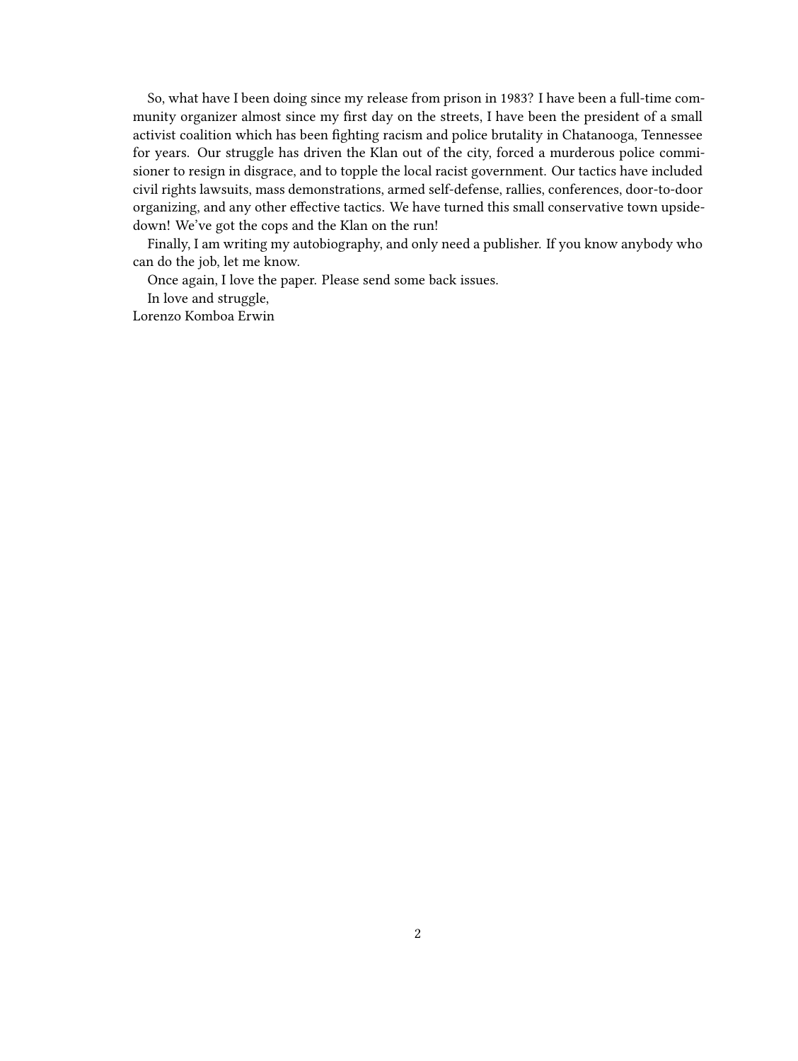So, what have I been doing since my release from prison in 1983? I have been a full-time community organizer almost since my first day on the streets, I have been the president of a small activist coalition which has been fighting racism and police brutality in Chatanooga, Tennessee for years. Our struggle has driven the Klan out of the city, forced a murderous police commisioner to resign in disgrace, and to topple the local racist government. Our tactics have included civil rights lawsuits, mass demonstrations, armed self-defense, rallies, conferences, door-to-door organizing, and any other effective tactics. We have turned this small conservative town upside-down! We've got the cops and the Klan on the run!

Finally, I am writing my autobiography, and only need a publisher. If you know anybody who can do the job, let me know.

Once again, I love the paper. Please send some back issues.

In love and struggle,

Lorenzo Komboa Erwin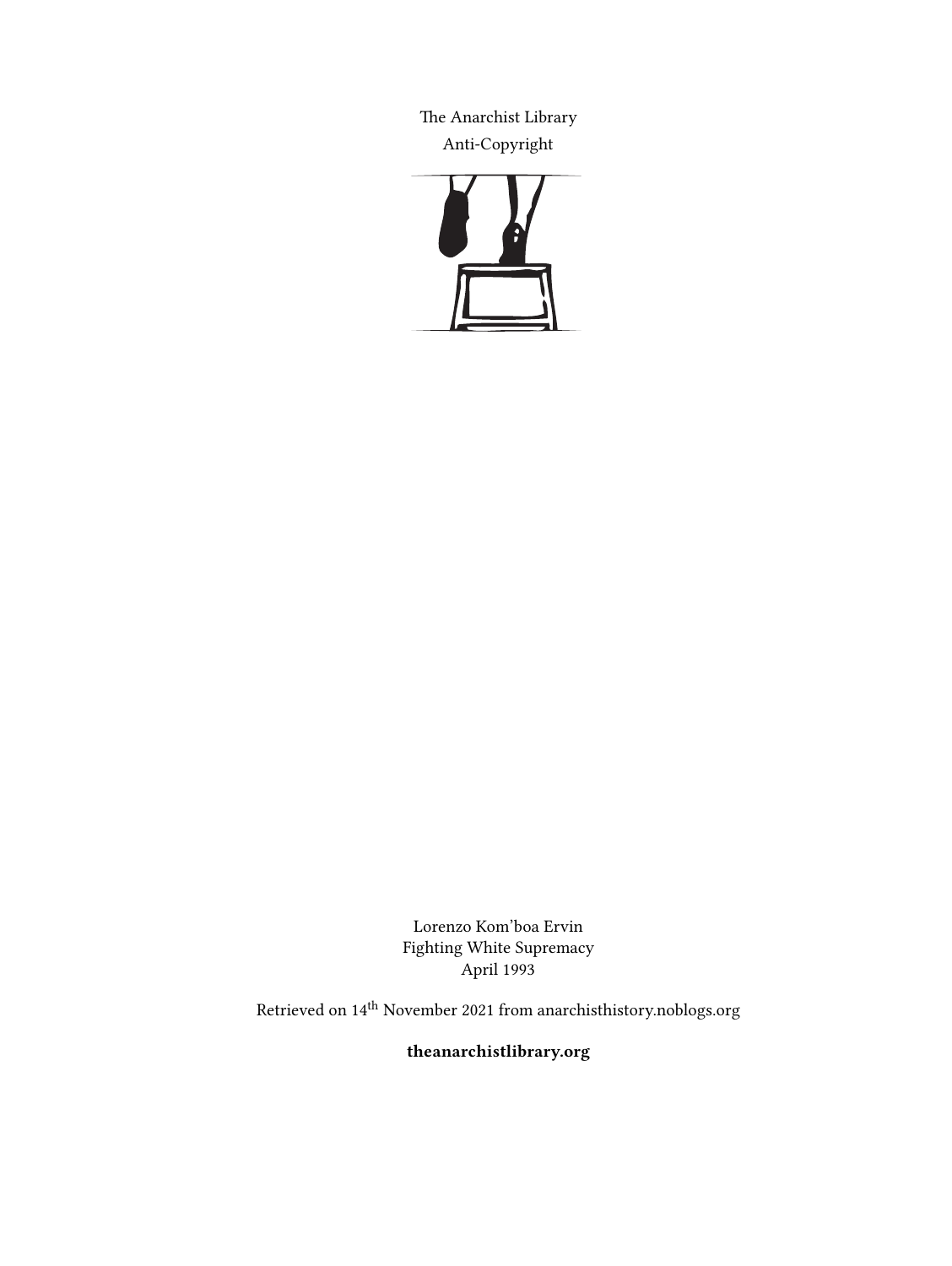The Anarchist Library
Anti-Copyright

Lorenzo Kom'boa Ervin
Fighting White Supremacy
April 1993

Retrieved on 14th November 2021 from anarchisthistory.noblogs.org

**theanarchistlibrary.org**